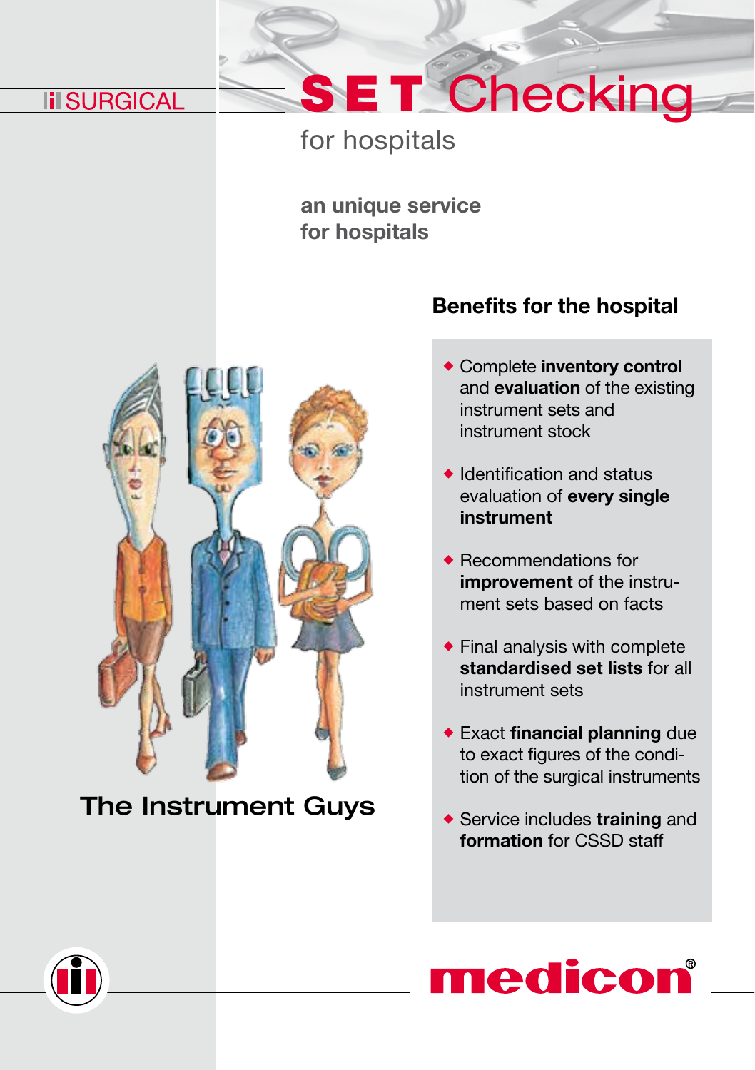SURGICAL

# SET Checking

for hospitals

**an unique service for hospitals**

The Instrument Guys

## Benefits for the hospital

- Complete **inventory control** and **evaluation** of the existing instrument sets and instrument stock
- Identification and status evaluation of **every single instrument**
- Recommendations for **improvement** of the instrument sets based on facts
- Final analysis with complete **standardised set lists** for all instrument sets
- Exact **financial planning** due to exact figures of the condition of the surgical instruments
- Service includes **training** and **formation** for CSSD staff

medicon®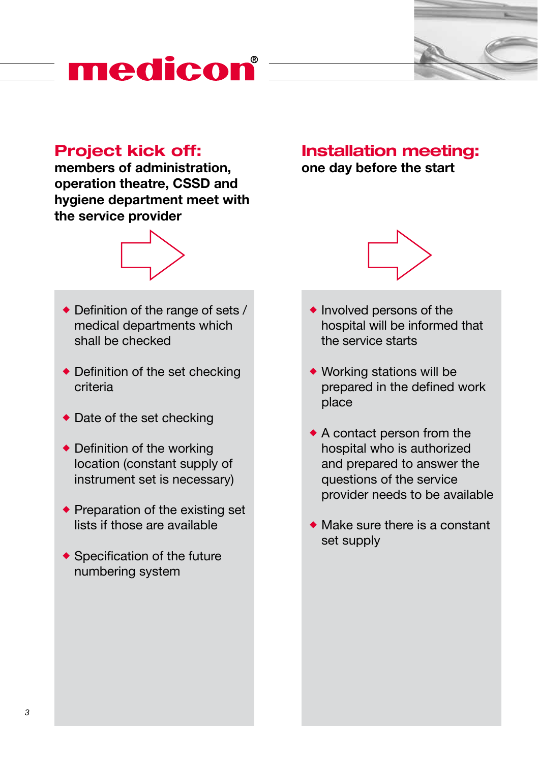medicon®

## Project kick off:

**members of administration, operation theatre, CSSD and hygiene department meet with the service provider**

- Definition of the range of sets / medical departments which shall be checked
- Definition of the set checking criteria
- Date of the set checking
- Definition of the working location (constant supply of instrument set is necessary)
- Preparation of the existing set lists if those are available
- Specification of the future numbering system

## Installation meeting:

**one day before the start**

- Involved persons of the hospital will be informed that the service starts
- Working stations will be prepared in the defined work place
- A contact person from the hospital who is authorized and prepared to answer the questions of the service provider needs to be available
- Make sure there is a constant set supply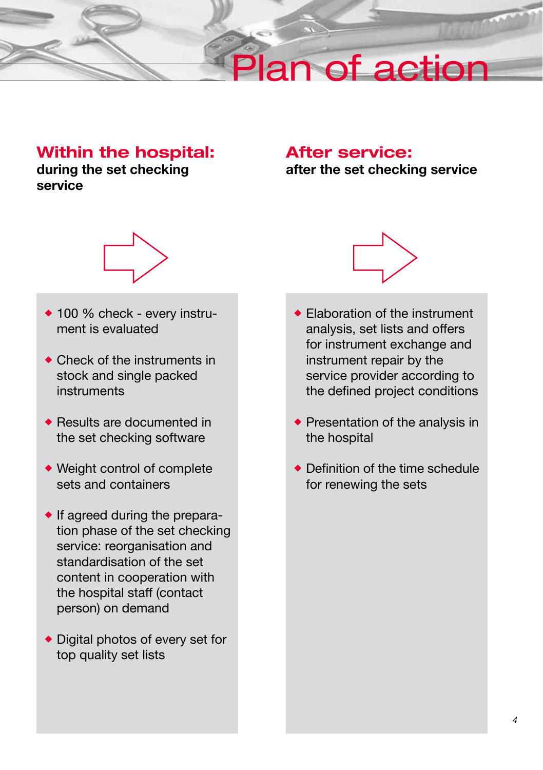# Plan of action

## Within the hospital:

**during the set checking service**

- 100 % check - every instrument is evaluated
- Check of the instruments in stock and single packed instruments
- Results are documented in the set checking software
- Weight control of complete sets and containers
- If agreed during the preparation phase of the set checking service: reorganisation and standardisation of the set content in cooperation with the hospital staff (contact person) on demand
- Digital photos of every set for top quality set lists

## After service:

**after the set checking service**

- Elaboration of the instrument analysis, set lists and offers for instrument exchange and instrument repair by the service provider according to the defined project conditions
- Presentation of the analysis in the hospital
- Definition of the time schedule for renewing the sets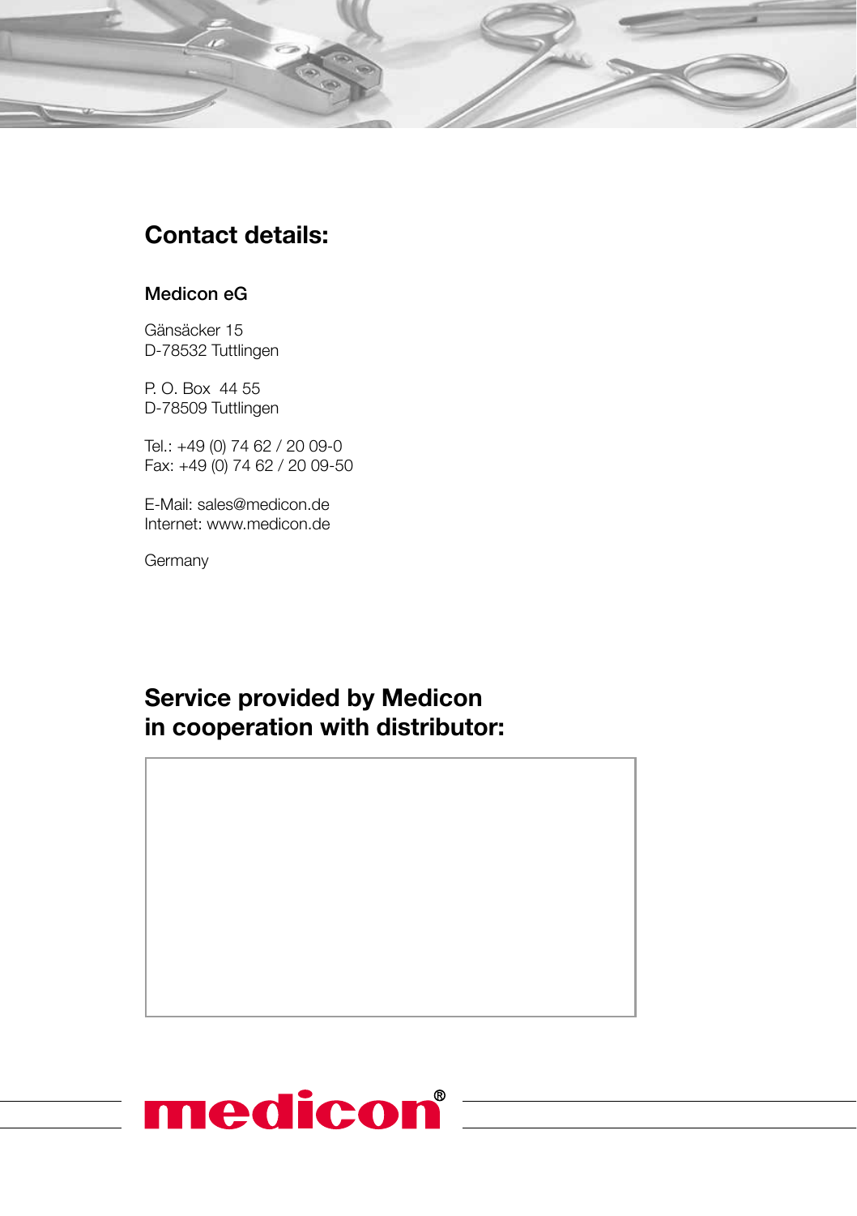## Contact details:

### Medicon eG

Gänsäcker 15
D-78532 Tuttlingen

P. O. Box 44 55
D-78509 Tuttlingen

Tel.: +49 (0) 74 62 / 20 09-0
Fax: +49 (0) 74 62 / 20 09-50

E-Mail: sales@medicon.de
Internet: www.medicon.de

Germany

## Service provided by Medicon in cooperation with distributor:

medicon®